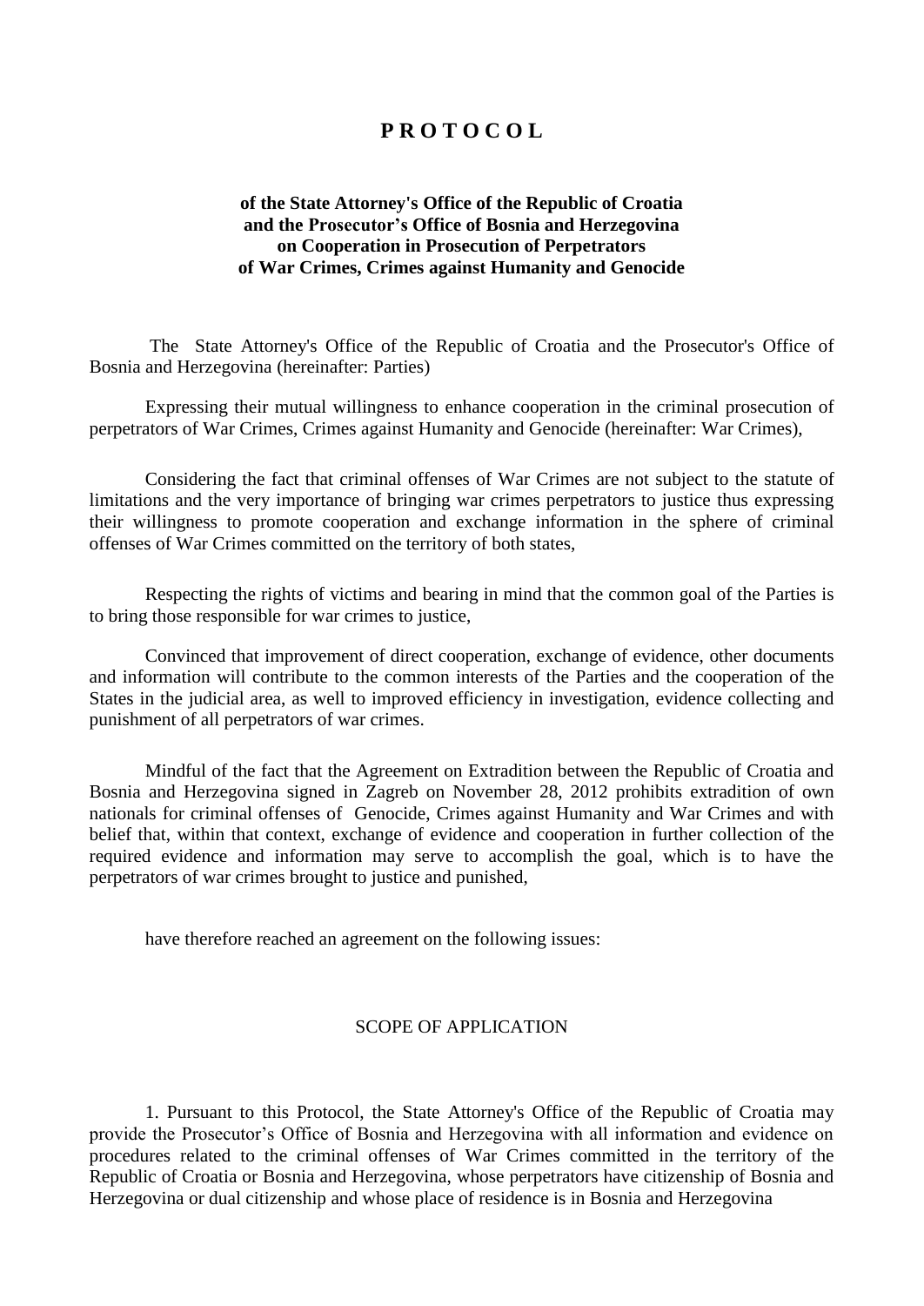# P R O T O C O L

**of the State Attorney's Office of the Republic of Croatia and the Prosecutor's Office of Bosnia and Herzegovina on Cooperation in Prosecution of Perpetrators of War Crimes, Crimes against Humanity and Genocide**

The State Attorney's Office of the Republic of Croatia and the Prosecutor's Office of Bosnia and Herzegovina (hereinafter: Parties)

Expressing their mutual willingness to enhance cooperation in the criminal prosecution of perpetrators of War Crimes, Crimes against Humanity and Genocide (hereinafter: War Crimes),

Considering the fact that criminal offenses of War Crimes are not subject to the statute of limitations and the very importance of bringing war crimes perpetrators to justice thus expressing their willingness to promote cooperation and exchange information in the sphere of criminal offenses of War Crimes committed on the territory of both states,

Respecting the rights of victims and bearing in mind that the common goal of the Parties is to bring those responsible for war crimes to justice,

Convinced that improvement of direct cooperation, exchange of evidence, other documents and information will contribute to the common interests of the Parties and the cooperation of the States in the judicial area, as well to improved efficiency in investigation, evidence collecting and punishment of all perpetrators of war crimes.

Mindful of the fact that the Agreement on Extradition between the Republic of Croatia and Bosnia and Herzegovina signed in Zagreb on November 28, 2012 prohibits extradition of own nationals for criminal offenses of Genocide, Crimes against Humanity and War Crimes and with belief that, within that context, exchange of evidence and cooperation in further collection of the required evidence and information may serve to accomplish the goal, which is to have the perpetrators of war crimes brought to justice and punished,

have therefore reached an agreement on the following issues:

## SCOPE OF APPLICATION

1. Pursuant to this Protocol, the State Attorney's Office of the Republic of Croatia may provide the Prosecutor's Office of Bosnia and Herzegovina with all information and evidence on procedures related to the criminal offenses of War Crimes committed in the territory of the Republic of Croatia or Bosnia and Herzegovina, whose perpetrators have citizenship of Bosnia and Herzegovina or dual citizenship and whose place of residence is in Bosnia and Herzegovina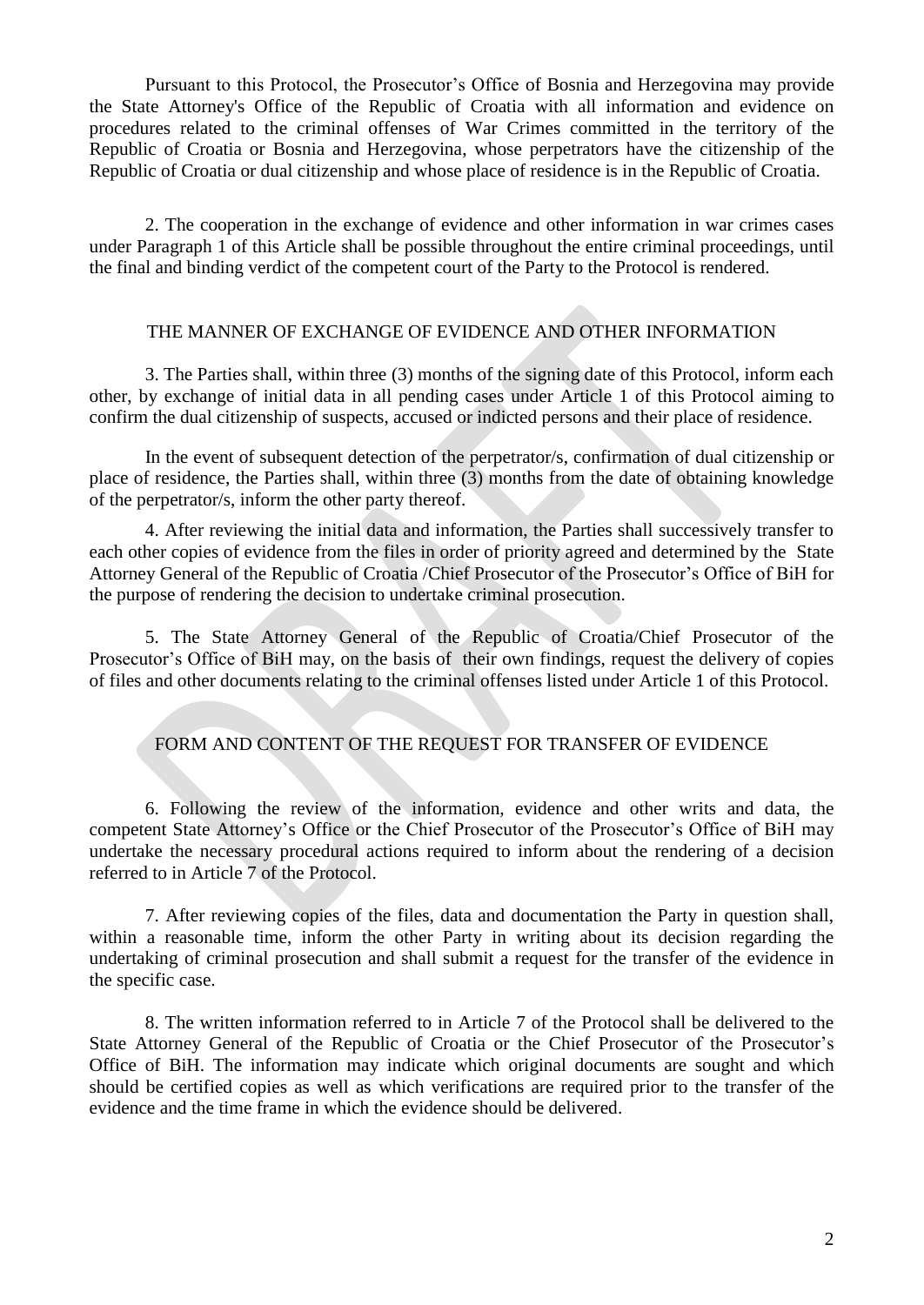Pursuant to this Protocol, the Prosecutor's Office of Bosnia and Herzegovina may provide the State Attorney's Office of the Republic of Croatia with all information and evidence on procedures related to the criminal offenses of War Crimes committed in the territory of the Republic of Croatia or Bosnia and Herzegovina, whose perpetrators have the citizenship of the Republic of Croatia or dual citizenship and whose place of residence is in the Republic of Croatia.

2. The cooperation in the exchange of evidence and other information in war crimes cases under Paragraph 1 of this Article shall be possible throughout the entire criminal proceedings, until the final and binding verdict of the competent court of the Party to the Protocol is rendered.

## THE MANNER OF EXCHANGE OF EVIDENCE AND OTHER INFORMATION

3. The Parties shall, within three (3) months of the signing date of this Protocol, inform each other, by exchange of initial data in all pending cases under Article 1 of this Protocol aiming to confirm the dual citizenship of suspects, accused or indicted persons and their place of residence.

In the event of subsequent detection of the perpetrator/s, confirmation of dual citizenship or place of residence, the Parties shall, within three (3) months from the date of obtaining knowledge of the perpetrator/s, inform the other party thereof.

4. After reviewing the initial data and information, the Parties shall successively transfer to each other copies of evidence from the files in order of priority agreed and determined by the State Attorney General of the Republic of Croatia /Chief Prosecutor of the Prosecutor's Office of BiH for the purpose of rendering the decision to undertake criminal prosecution.

5. The State Attorney General of the Republic of Croatia/Chief Prosecutor of the Prosecutor's Office of BiH may, on the basis of their own findings, request the delivery of copies of files and other documents relating to the criminal offenses listed under Article 1 of this Protocol.

## FORM AND CONTENT OF THE REQUEST FOR TRANSFER OF EVIDENCE

6. Following the review of the information, evidence and other writs and data, the competent State Attorney's Office or the Chief Prosecutor of the Prosecutor's Office of BiH may undertake the necessary procedural actions required to inform about the rendering of a decision referred to in Article 7 of the Protocol.

7. After reviewing copies of the files, data and documentation the Party in question shall, within a reasonable time, inform the other Party in writing about its decision regarding the undertaking of criminal prosecution and shall submit a request for the transfer of the evidence in the specific case.

8. The written information referred to in Article 7 of the Protocol shall be delivered to the State Attorney General of the Republic of Croatia or the Chief Prosecutor of the Prosecutor's Office of BiH. The information may indicate which original documents are sought and which should be certified copies as well as which verifications are required prior to the transfer of the evidence and the time frame in which the evidence should be delivered.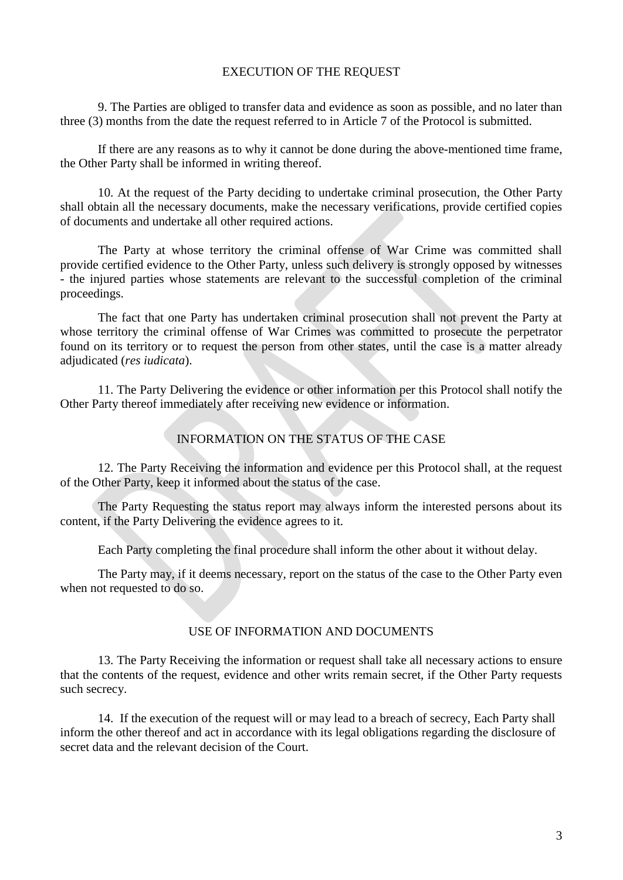## EXECUTION OF THE REQUEST

9. The Parties are obliged to transfer data and evidence as soon as possible, and no later than three (3) months from the date the request referred to in Article 7 of the Protocol is submitted.

If there are any reasons as to why it cannot be done during the above-mentioned time frame, the Other Party shall be informed in writing thereof.

10. At the request of the Party deciding to undertake criminal prosecution, the Other Party shall obtain all the necessary documents, make the necessary verifications, provide certified copies of documents and undertake all other required actions.

The Party at whose territory the criminal offense of War Crime was committed shall provide certified evidence to the Other Party, unless such delivery is strongly opposed by witnesses - the injured parties whose statements are relevant to the successful completion of the criminal proceedings.

The fact that one Party has undertaken criminal prosecution shall not prevent the Party at whose territory the criminal offense of War Crimes was committed to prosecute the perpetrator found on its territory or to request the person from other states, until the case is a matter already adjudicated (*res iudicata*).

11. The Party Delivering the evidence or other information per this Protocol shall notify the Other Party thereof immediately after receiving new evidence or information.

## INFORMATION ON THE STATUS OF THE CASE

12. The Party Receiving the information and evidence per this Protocol shall, at the request of the Other Party, keep it informed about the status of the case.

The Party Requesting the status report may always inform the interested persons about its content, if the Party Delivering the evidence agrees to it.

Each Party completing the final procedure shall inform the other about it without delay.

The Party may, if it deems necessary, report on the status of the case to the Other Party even when not requested to do so.

## USE OF INFORMATION AND DOCUMENTS

13. The Party Receiving the information or request shall take all necessary actions to ensure that the contents of the request, evidence and other writs remain secret, if the Other Party requests such secrecy.

14. If the execution of the request will or may lead to a breach of secrecy, Each Party shall inform the other thereof and act in accordance with its legal obligations regarding the disclosure of secret data and the relevant decision of the Court.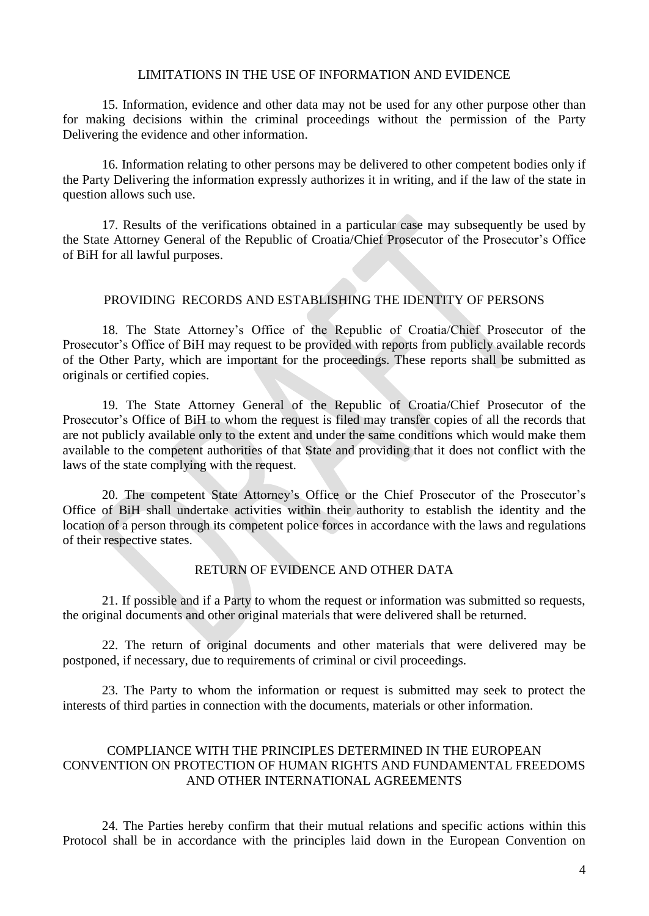## LIMITATIONS IN THE USE OF INFORMATION AND EVIDENCE

15. Information, evidence and other data may not be used for any other purpose other than for making decisions within the criminal proceedings without the permission of the Party Delivering the evidence and other information.

16. Information relating to other persons may be delivered to other competent bodies only if the Party Delivering the information expressly authorizes it in writing, and if the law of the state in question allows such use.

17. Results of the verifications obtained in a particular case may subsequently be used by the State Attorney General of the Republic of Croatia/Chief Prosecutor of the Prosecutor's Office of BiH for all lawful purposes.

## PROVIDING RECORDS AND ESTABLISHING THE IDENTITY OF PERSONS

18. The State Attorney's Office of the Republic of Croatia/Chief Prosecutor of the Prosecutor's Office of BiH may request to be provided with reports from publicly available records of the Other Party, which are important for the proceedings. These reports shall be submitted as originals or certified copies.

19. The State Attorney General of the Republic of Croatia/Chief Prosecutor of the Prosecutor's Office of BiH to whom the request is filed may transfer copies of all the records that are not publicly available only to the extent and under the same conditions which would make them available to the competent authorities of that State and providing that it does not conflict with the laws of the state complying with the request.

20. The competent State Attorney's Office or the Chief Prosecutor of the Prosecutor's Office of BiH shall undertake activities within their authority to establish the identity and the location of a person through its competent police forces in accordance with the laws and regulations of their respective states.

## RETURN OF EVIDENCE AND OTHER DATA

21. If possible and if a Party to whom the request or information was submitted so requests, the original documents and other original materials that were delivered shall be returned.

22. The return of original documents and other materials that were delivered may be postponed, if necessary, due to requirements of criminal or civil proceedings.

23. The Party to whom the information or request is submitted may seek to protect the interests of third parties in connection with the documents, materials or other information.

## COMPLIANCE WITH THE PRINCIPLES DETERMINED IN THE EUROPEAN CONVENTION ON PROTECTION OF HUMAN RIGHTS AND FUNDAMENTAL FREEDOMS AND OTHER INTERNATIONAL AGREEMENTS

24. The Parties hereby confirm that their mutual relations and specific actions within this Protocol shall be in accordance with the principles laid down in the European Convention on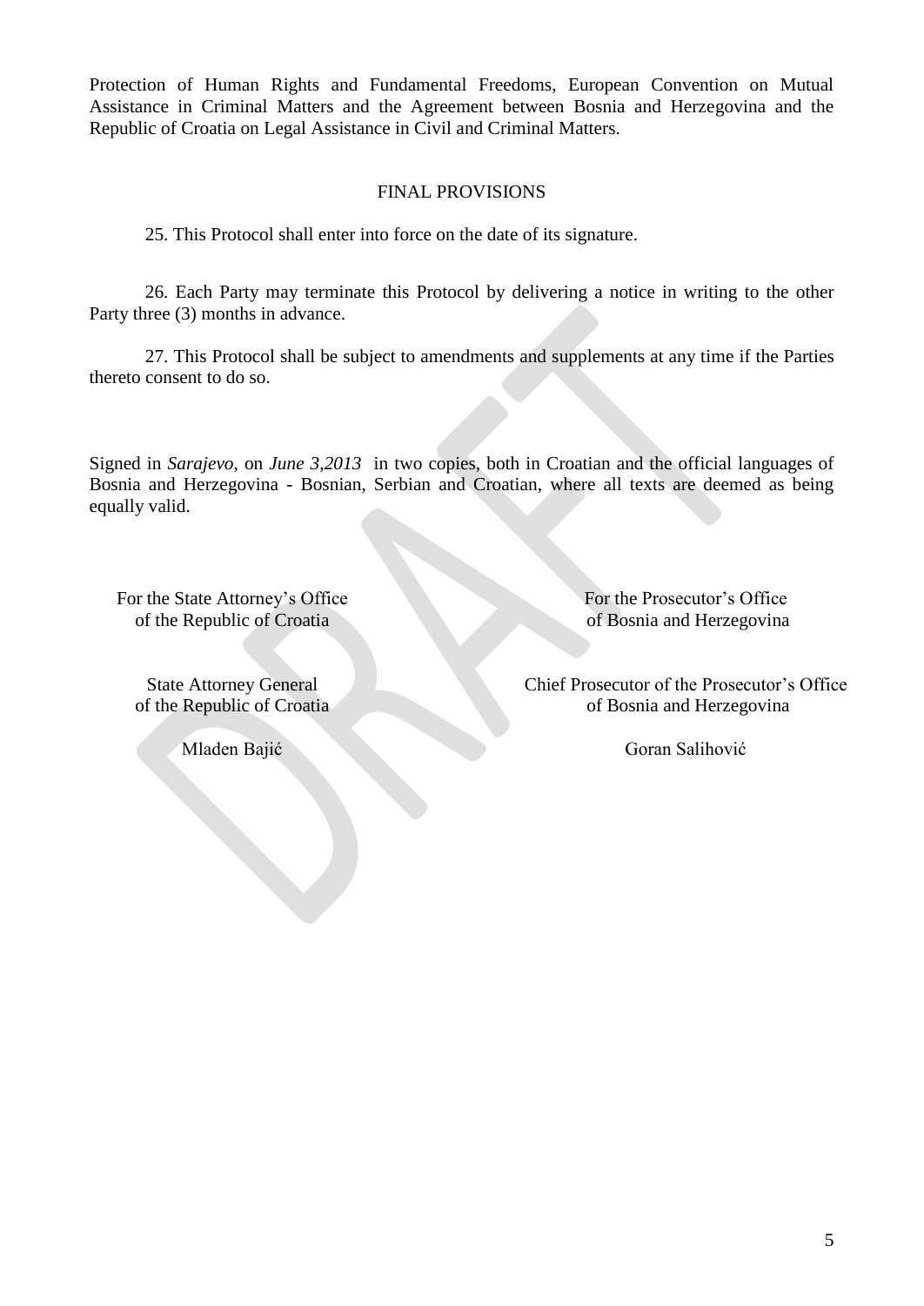Protection of Human Rights and Fundamental Freedoms, European Convention on Mutual Assistance in Criminal Matters and the Agreement between Bosnia and Herzegovina and the Republic of Croatia on Legal Assistance in Civil and Criminal Matters.

## FINAL PROVISIONS

25. This Protocol shall enter into force on the date of its signature.

26. Each Party may terminate this Protocol by delivering a notice in writing to the other Party three (3) months in advance.

27. This Protocol shall be subject to amendments and supplements at any time if the Parties thereto consent to do so.

Signed in *Sarajevo*, on *June 3,2013* in two copies, both in Croatian and the official languages of Bosnia and Herzegovina - Bosnian, Serbian and Croatian, where all texts are deemed as being equally valid.

For the State Attorney's Office of the Republic of Croatia

State Attorney General of the Republic of Croatia

Mladen Bajić

For the Prosecutor's Office of Bosnia and Herzegovina

Chief Prosecutor of the Prosecutor's Office of Bosnia and Herzegovina

Goran Salihović